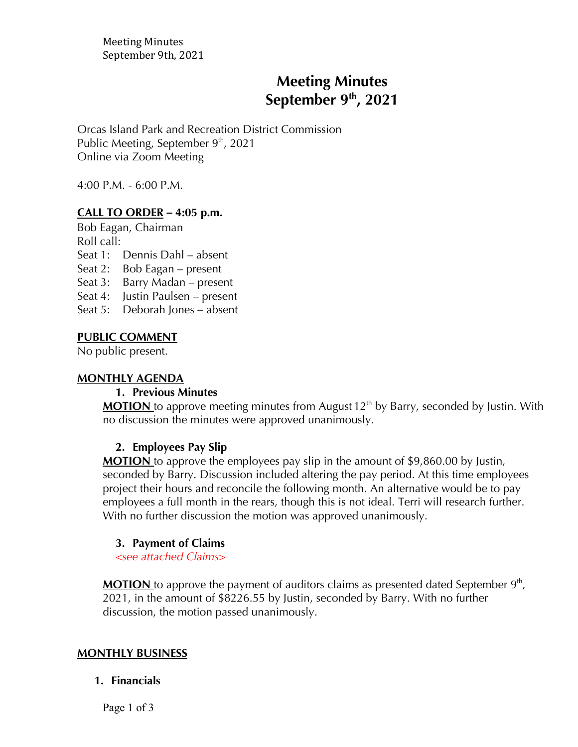# Meeting Minutes
# September 9th, 2021

Orcas Island Park and Recreation District Commission
Public Meeting, September 9th, 2021
Online via Zoom Meeting

4:00 P.M. - 6:00 P.M.

**CALL TO ORDER – 4:05 p.m.**

Bob Eagan, Chairman
Roll call:
Seat 1: Dennis Dahl – absent
Seat 2: Bob Eagan – present
Seat 3: Barry Madan – present
Seat 4: Justin Paulsen – present
Seat 5: Deborah Jones – absent

**PUBLIC COMMENT**

No public present.

**MONTHLY AGENDA**

1. **Previous Minutes**

**MOTION** to approve meeting minutes from August 12th by Barry, seconded by Justin. With no discussion the minutes were approved unanimously.

2. **Employees Pay Slip**

**MOTION** to approve the employees pay slip in the amount of $9,860.00 by Justin, seconded by Barry. Discussion included altering the pay period. At this time employees project their hours and reconcile the following month. An alternative would be to pay employees a full month in the rears, though this is not ideal. Terri will research further. With no further discussion the motion was approved unanimously.

3. **Payment of Claims**

*<see attached Claims>*

**MOTION** to approve the payment of auditors claims as presented dated September 9th, 2021, in the amount of $8226.55 by Justin, seconded by Barry. With no further discussion, the motion passed unanimously.

**MONTHLY BUSINESS**

1. **Financials**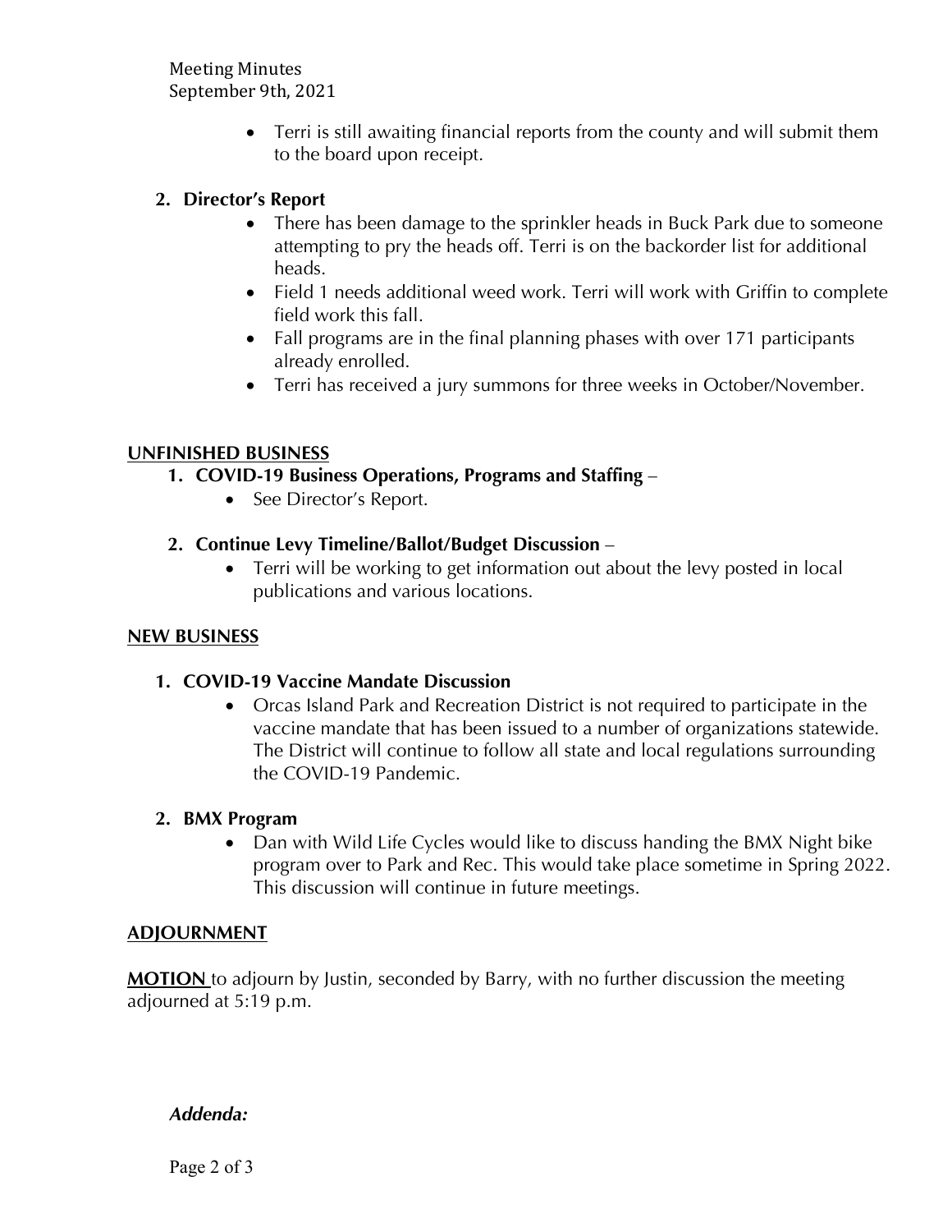- Terri is still awaiting financial reports from the county and will submit them to the board upon receipt.

2. **Director's Report**
   - There has been damage to the sprinkler heads in Buck Park due to someone attempting to pry the heads off. Terri is on the backorder list for additional heads.
   - Field 1 needs additional weed work. Terri will work with Griffin to complete field work this fall.
   - Fall programs are in the final planning phases with over 171 participants already enrolled.
   - Terri has received a jury summons for three weeks in October/November.

## UNFINISHED BUSINESS

1. **COVID-19 Business Operations, Programs and Staffing** –
   - See Director's Report.

2. **Continue Levy Timeline/Ballot/Budget Discussion** –
   - Terri will be working to get information out about the levy posted in local publications and various locations.

## NEW BUSINESS

1. **COVID-19 Vaccine Mandate Discussion**
   - Orcas Island Park and Recreation District is not required to participate in the vaccine mandate that has been issued to a number of organizations statewide. The District will continue to follow all state and local regulations surrounding the COVID-19 Pandemic.

2. **BMX Program**
   - Dan with Wild Life Cycles would like to discuss handing the BMX Night bike program over to Park and Rec. This would take place sometime in Spring 2022. This discussion will continue in future meetings.

## ADJOURNMENT

**MOTION** to adjourn by Justin, seconded by Barry, with no further discussion the meeting adjourned at 5:19 p.m.

***Addenda:***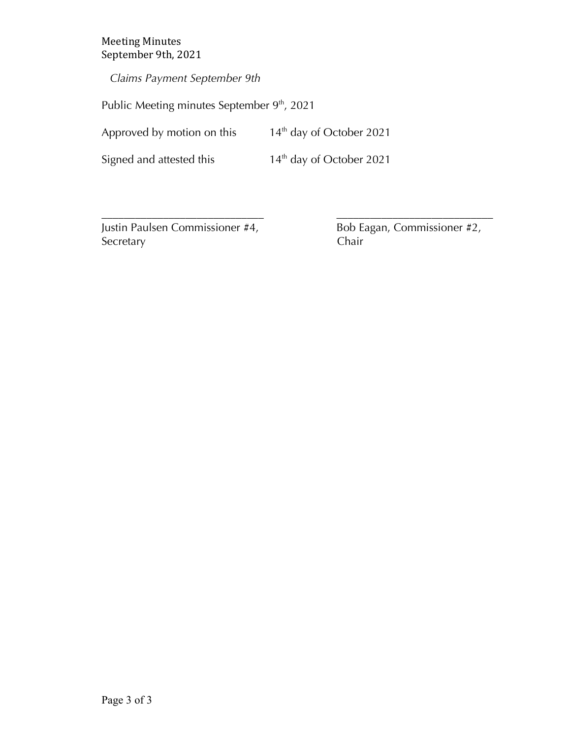*Claims Payment September 9th*

Public Meeting minutes September 9th, 2021

Approved by motion on this 14th day of October 2021

Signed and attested this 14th day of October 2021

\_\_\_\_\_\_\_\_\_\_\_\_\_\_\_\_\_\_\_\_\_\_\_\_\_\_\_\_
Justin Paulsen Commissioner #4,
Secretary

\_\_\_\_\_\_\_\_\_\_\_\_\_\_\_\_\_\_\_\_\_\_\_\_\_\_\_\_
Bob Eagan, Commissioner #2,
Chair